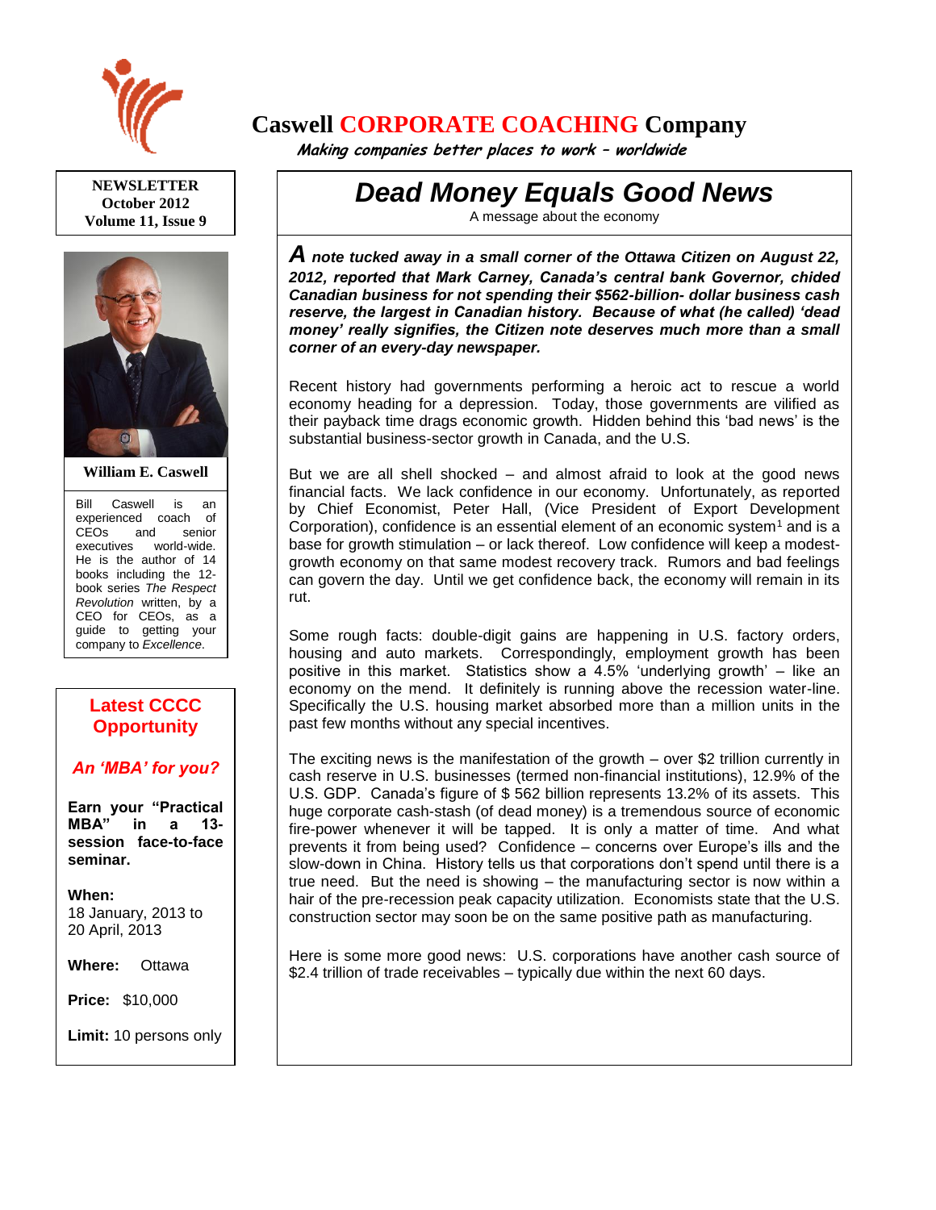# Caswell CORPORATE COACHING Company

*Making companies better places to work – worldwide*

**NEWSLETTER**
**October 2012**
**Volume 11, Issue 9**

**William E. Caswell**

Bill Caswell is an experienced coach of CEOs and senior executives world-wide. He is the author of 14 books including the 12-book series *The Respect Revolution* written, by a CEO for CEOs, as a guide to getting your company to *Excellence*.

## Latest CCCC Opportunity

***An 'MBA' for you?***

**Earn your "Practical MBA" in a 13-session face-to-face seminar.**

**When:**
18 January, 2013 to 20 April, 2013

**Where:** Ottawa

**Price:** $10,000

**Limit:** 10 persons only

# *Dead Money Equals Good News*

A message about the economy

***A note tucked away in a small corner of the Ottawa Citizen on August 22, 2012, reported that Mark Carney, Canada's central bank Governor, chided Canadian business for not spending their $562-billion- dollar business cash reserve, the largest in Canadian history. Because of what (he called) 'dead money' really signifies, the Citizen note deserves much more than a small corner of an every-day newspaper.***

Recent history had governments performing a heroic act to rescue a world economy heading for a depression. Today, those governments are vilified as their payback time drags economic growth. Hidden behind this 'bad news' is the substantial business-sector growth in Canada, and the U.S.

But we are all shell shocked – and almost afraid to look at the good news financial facts. We lack confidence in our economy. Unfortunately, as reported by Chief Economist, Peter Hall, (Vice President of Export Development Corporation), confidence is an essential element of an economic system[1] and is a base for growth stimulation – or lack thereof. Low confidence will keep a modest-growth economy on that same modest recovery track. Rumors and bad feelings can govern the day. Until we get confidence back, the economy will remain in its rut.

Some rough facts: double-digit gains are happening in U.S. factory orders, housing and auto markets. Correspondingly, employment growth has been positive in this market. Statistics show a 4.5% 'underlying growth' – like an economy on the mend. It definitely is running above the recession water-line. Specifically the U.S. housing market absorbed more than a million units in the past few months without any special incentives.

The exciting news is the manifestation of the growth – over $2 trillion currently in cash reserve in U.S. businesses (termed non-financial institutions), 12.9% of the U.S. GDP. Canada's figure of $ 562 billion represents 13.2% of its assets. This huge corporate cash-stash (of dead money) is a tremendous source of economic fire-power whenever it will be tapped. It is only a matter of time. And what prevents it from being used? Confidence – concerns over Europe's ills and the slow-down in China. History tells us that corporations don't spend until there is a true need. But the need is showing – the manufacturing sector is now within a hair of the pre-recession peak capacity utilization. Economists state that the U.S. construction sector may soon be on the same positive path as manufacturing.

Here is some more good news: U.S. corporations have another cash source of $2.4 trillion of trade receivables – typically due within the next 60 days.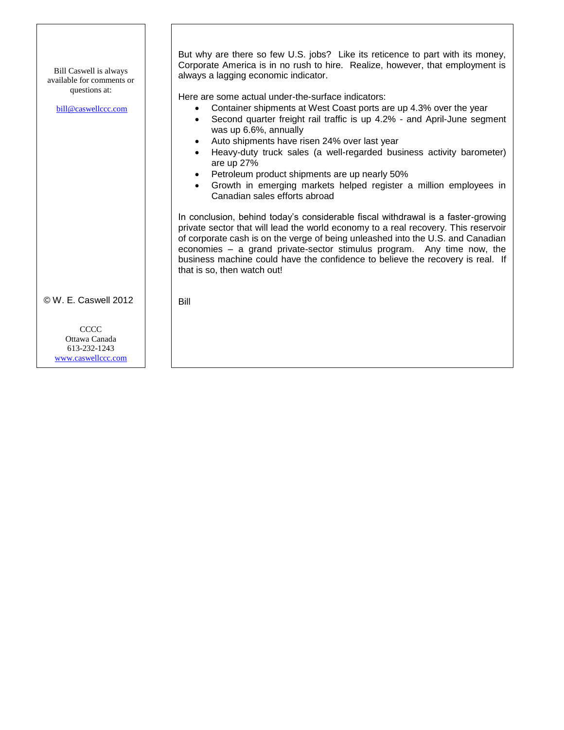But why are there so few U.S. jobs? Like its reticence to part with its money, Corporate America is in no rush to hire. Realize, however, that employment is always a lagging economic indicator.

Here are some actual under-the-surface indicators:

- Container shipments at West Coast ports are up 4.3% over the year
- Second quarter freight rail traffic is up 4.2% - and April-June segment was up 6.6%, annually
- Auto shipments have risen 24% over last year
- Heavy-duty truck sales (a well-regarded business activity barometer) are up 27%
- Petroleum product shipments are up nearly 50%
- Growth in emerging markets helped register a million employees in Canadian sales efforts abroad

In conclusion, behind today's considerable fiscal withdrawal is a faster-growing private sector that will lead the world economy to a real recovery. This reservoir of corporate cash is on the verge of being unleashed into the U.S. and Canadian economies – a grand private-sector stimulus program. Any time now, the business machine could have the confidence to believe the recovery is real. If that is so, then watch out!

Bill

Bill Caswell is always available for comments or questions at:

bill@caswellccc.com

© W. E. Caswell 2012

CCCC
Ottawa Canada
613-232-1243
www.caswellccc.com